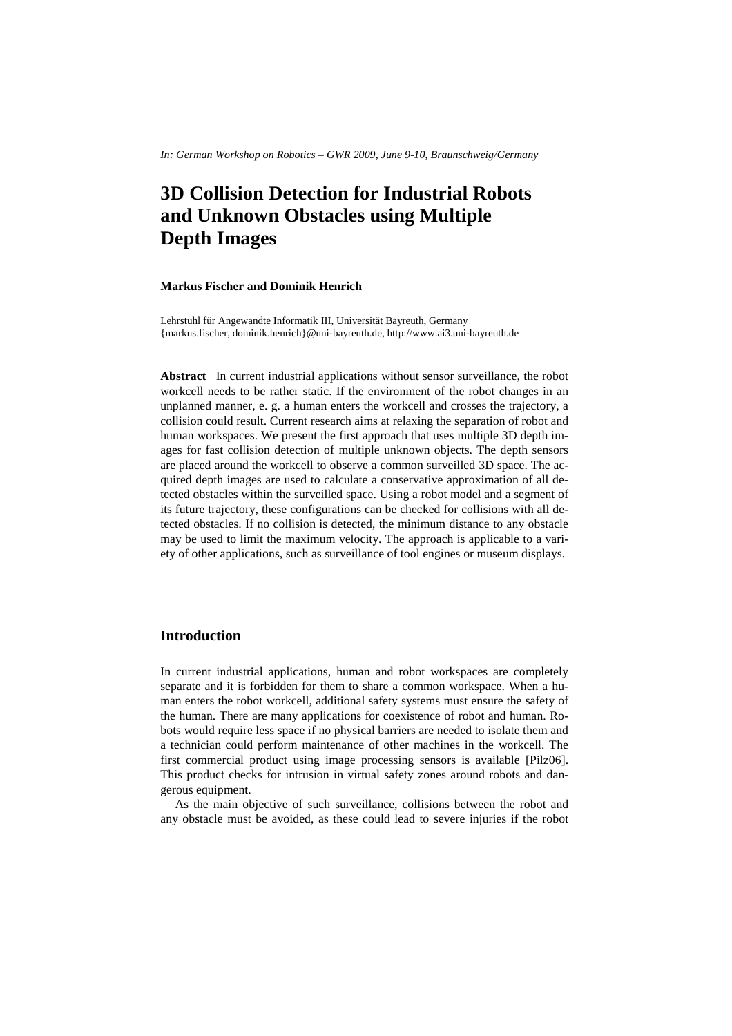*In: German Workshop on Robotics – GWR 2009, June 9-10, Braunschweig/Germany*

# 3D Collision Detection for Industrial Robots and Unknown Obstacles using Multiple Depth Images

**Markus Fischer and Dominik Henrich**

Lehrstuhl für Angewandte Informatik III, Universität Bayreuth, Germany
{markus.fischer, dominik.henrich}@uni-bayreuth.de, http://www.ai3.uni-bayreuth.de

**Abstract** In current industrial applications without sensor surveillance, the robot workcell needs to be rather static. If the environment of the robot changes in an unplanned manner, e. g. a human enters the workcell and crosses the trajectory, a collision could result. Current research aims at relaxing the separation of robot and human workspaces. We present the first approach that uses multiple 3D depth images for fast collision detection of multiple unknown objects. The depth sensors are placed around the workcell to observe a common surveilled 3D space. The acquired depth images are used to calculate a conservative approximation of all detected obstacles within the surveilled space. Using a robot model and a segment of its future trajectory, these configurations can be checked for collisions with all detected obstacles. If no collision is detected, the minimum distance to any obstacle may be used to limit the maximum velocity. The approach is applicable to a variety of other applications, such as surveillance of tool engines or museum displays.

## Introduction

In current industrial applications, human and robot workspaces are completely separate and it is forbidden for them to share a common workspace. When a human enters the robot workcell, additional safety systems must ensure the safety of the human. There are many applications for coexistence of robot and human. Robots would require less space if no physical barriers are needed to isolate them and a technician could perform maintenance of other machines in the workcell. The first commercial product using image processing sensors is available [Pilz06]. This product checks for intrusion in virtual safety zones around robots and dangerous equipment.

As the main objective of such surveillance, collisions between the robot and any obstacle must be avoided, as these could lead to severe injuries if the robot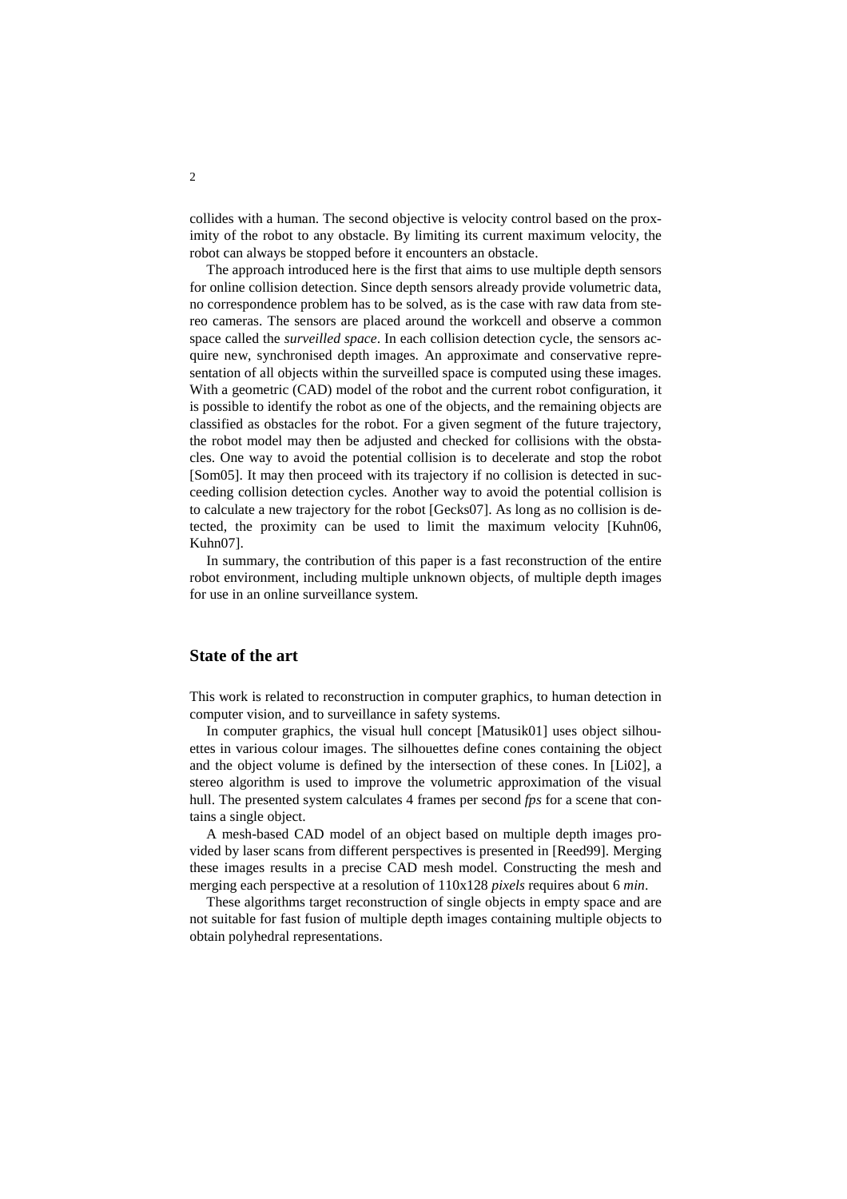collides with a human. The second objective is velocity control based on the proximity of the robot to any obstacle. By limiting its current maximum velocity, the robot can always be stopped before it encounters an obstacle.

The approach introduced here is the first that aims to use multiple depth sensors for online collision detection. Since depth sensors already provide volumetric data, no correspondence problem has to be solved, as is the case with raw data from stereo cameras. The sensors are placed around the workcell and observe a common space called the *surveilled space*. In each collision detection cycle, the sensors acquire new, synchronised depth images. An approximate and conservative representation of all objects within the surveilled space is computed using these images. With a geometric (CAD) model of the robot and the current robot configuration, it is possible to identify the robot as one of the objects, and the remaining objects are classified as obstacles for the robot. For a given segment of the future trajectory, the robot model may then be adjusted and checked for collisions with the obstacles. One way to avoid the potential collision is to decelerate and stop the robot [Som05]. It may then proceed with its trajectory if no collision is detected in succeeding collision detection cycles. Another way to avoid the potential collision is to calculate a new trajectory for the robot [Gecks07]. As long as no collision is detected, the proximity can be used to limit the maximum velocity [Kuhn06, Kuhn07].

In summary, the contribution of this paper is a fast reconstruction of the entire robot environment, including multiple unknown objects, of multiple depth images for use in an online surveillance system.

## State of the art

This work is related to reconstruction in computer graphics, to human detection in computer vision, and to surveillance in safety systems.

In computer graphics, the visual hull concept [Matusik01] uses object silhouettes in various colour images. The silhouettes define cones containing the object and the object volume is defined by the intersection of these cones. In [Li02], a stereo algorithm is used to improve the volumetric approximation of the visual hull. The presented system calculates 4 frames per second *fps* for a scene that contains a single object.

A mesh-based CAD model of an object based on multiple depth images provided by laser scans from different perspectives is presented in [Reed99]. Merging these images results in a precise CAD mesh model. Constructing the mesh and merging each perspective at a resolution of 110x128 *pixels* requires about 6 *min*.

These algorithms target reconstruction of single objects in empty space and are not suitable for fast fusion of multiple depth images containing multiple objects to obtain polyhedral representations.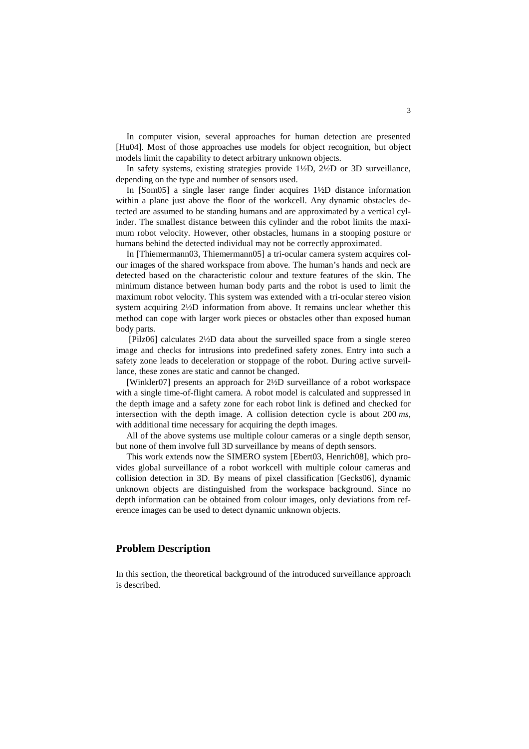In computer vision, several approaches for human detection are presented [Hu04]. Most of those approaches use models for object recognition, but object models limit the capability to detect arbitrary unknown objects.

In safety systems, existing strategies provide 1½D, 2½D or 3D surveillance, depending on the type and number of sensors used.

In [Som05] a single laser range finder acquires 1½D distance information within a plane just above the floor of the workcell. Any dynamic obstacles detected are assumed to be standing humans and are approximated by a vertical cylinder. The smallest distance between this cylinder and the robot limits the maximum robot velocity. However, other obstacles, humans in a stooping posture or humans behind the detected individual may not be correctly approximated.

In [Thiemermann03, Thiemermann05] a tri-ocular camera system acquires colour images of the shared workspace from above. The human's hands and neck are detected based on the characteristic colour and texture features of the skin. The minimum distance between human body parts and the robot is used to limit the maximum robot velocity. This system was extended with a tri-ocular stereo vision system acquiring 2½D information from above. It remains unclear whether this method can cope with larger work pieces or obstacles other than exposed human body parts.

[Pilz06] calculates 2½D data about the surveilled space from a single stereo image and checks for intrusions into predefined safety zones. Entry into such a safety zone leads to deceleration or stoppage of the robot. During active surveillance, these zones are static and cannot be changed.

[Winkler07] presents an approach for 2½D surveillance of a robot workspace with a single time-of-flight camera. A robot model is calculated and suppressed in the depth image and a safety zone for each robot link is defined and checked for intersection with the depth image. A collision detection cycle is about 200 *ms*, with additional time necessary for acquiring the depth images.

All of the above systems use multiple colour cameras or a single depth sensor, but none of them involve full 3D surveillance by means of depth sensors.

This work extends now the SIMERO system [Ebert03, Henrich08], which provides global surveillance of a robot workcell with multiple colour cameras and collision detection in 3D. By means of pixel classification [Gecks06], dynamic unknown objects are distinguished from the workspace background. Since no depth information can be obtained from colour images, only deviations from reference images can be used to detect dynamic unknown objects.

## Problem Description

In this section, the theoretical background of the introduced surveillance approach is described.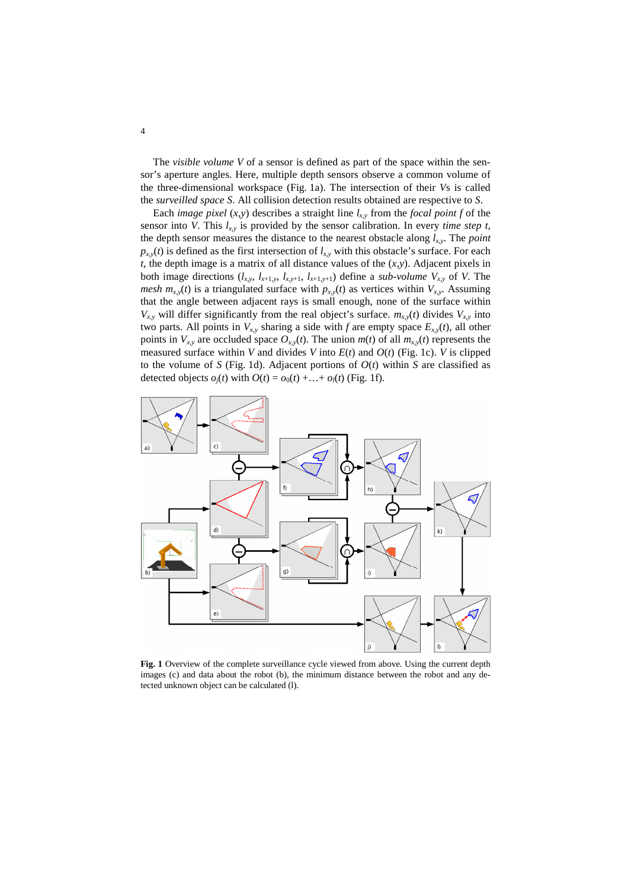The *visible volume* $V$ of a sensor is defined as part of the space within the sensor's aperture angles. Here, multiple depth sensors observe a common volume of the three-dimensional workspace (Fig. 1a). The intersection of their $V$s is called the *surveilled space* $S$. All collision detection results obtained are respective to $S$.

Each *image pixel* $(x,y)$ describes a straight line $l_{x,y}$ from the *focal point* $f$ of the sensor into $V$. This $l_{x,y}$ is provided by the sensor calibration. In every *time step* $t$, the depth sensor measures the distance to the nearest obstacle along $l_{x,y}$. The *point* $p_{x,y}(t)$ is defined as the first intersection of $l_{x,y}$ with this obstacle's surface. For each $t$, the depth image is a matrix of all distance values of the $(x,y)$. Adjacent pixels in both image directions $(l_{x,y}, l_{x+1,y}, l_{x,y+1}, l_{x+1,y+1})$ define a *sub-volume* $V_{x,y}$ of $V$. The *mesh* $m_{x,y}(t)$ is a triangulated surface with $p_{x,y}(t)$ as vertices within $V_{x,y}$. Assuming that the angle between adjacent rays is small enough, none of the surface within $V_{x,y}$ will differ significantly from the real object's surface. $m_{x,y}(t)$ divides $V_{x,y}$ into two parts. All points in $V_{x,y}$ sharing a side with $f$ are empty space $E_{x,y}(t)$, all other points in $V_{x,y}$ are occluded space $O_{x,y}(t)$. The union $m(t)$ of all $m_{x,y}(t)$ represents the measured surface within $V$ and divides $V$ into $E(t)$ and $O(t)$ (Fig. 1c). $V$ is clipped to the volume of $S$ (Fig. 1d). Adjacent portions of $O(t)$ within $S$ are classified as detected objects $o_j(t)$ with $O(t) = o_0(t) + \ldots + o_l(t)$ (Fig. 1f).

**Fig. 1** Overview of the complete surveillance cycle viewed from above. Using the current depth images (c) and data about the robot (b), the minimum distance between the robot and any detected unknown object can be calculated (l).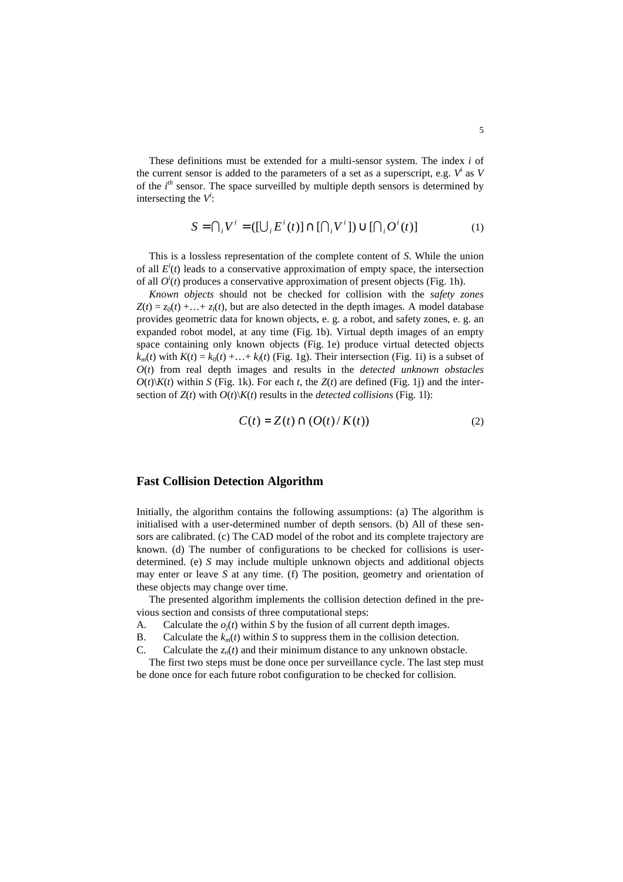These definitions must be extended for a multi-sensor system. The index $i$ of the current sensor is added to the parameters of a set as a superscript, e.g. $V^i$ as $V$ of the $i^{th}$ sensor. The space surveilled by multiple depth sensors is determined by intersecting the $V^i$:

$$S = \bigcap_i V^i = ([\bigcup_i E^i(t)] \cap [\bigcap_i V^i]) \cup [\bigcap_i O^i(t)] \tag{1}$$

This is a lossless representation of the complete content of $S$. While the union of all $E^i(t)$ leads to a conservative approximation of empty space, the intersection of all $O^i(t)$ produces a conservative approximation of present objects (Fig. 1h).

*Known objects* should not be checked for collision with the *safety zones* $Z(t) = z_0(t) + \ldots + z_l(t)$, but are also detected in the depth images. A model database provides geometric data for known objects, e. g. a robot, and safety zones, e. g. an expanded robot model, at any time (Fig. 1b). Virtual depth images of an empty space containing only known objects (Fig. 1e) produce virtual detected objects $k_m(t)$ with $K(t) = k_0(t) + \ldots + k_l(t)$ (Fig. 1g). Their intersection (Fig. 1i) is a subset of $O(t)$ from real depth images and results in the *detected unknown obstacles* $O(t) \backslash K(t)$ within $S$ (Fig. 1k). For each $t$, the $Z(t)$ are defined (Fig. 1j) and the intersection of $Z(t)$ with $O(t) \backslash K(t)$ results in the *detected collisions* (Fig. 1l):

$$C(t) = Z(t) \cap (O(t) / K(t)) \tag{2}$$

## Fast Collision Detection Algorithm

Initially, the algorithm contains the following assumptions: (a) The algorithm is initialised with a user-determined number of depth sensors. (b) All of these sensors are calibrated. (c) The CAD model of the robot and its complete trajectory are known. (d) The number of configurations to be checked for collisions is user-determined. (e) $S$ may include multiple unknown objects and additional objects may enter or leave $S$ at any time. (f) The position, geometry and orientation of these objects may change over time.

The presented algorithm implements the collision detection defined in the previous section and consists of three computational steps:

A. Calculate the $o_j(t)$ within $S$ by the fusion of all current depth images.
B. Calculate the $k_m(t)$ within $S$ to suppress them in the collision detection.
C. Calculate the $z_n(t)$ and their minimum distance to any unknown obstacle.

The first two steps must be done once per surveillance cycle. The last step must be done once for each future robot configuration to be checked for collision.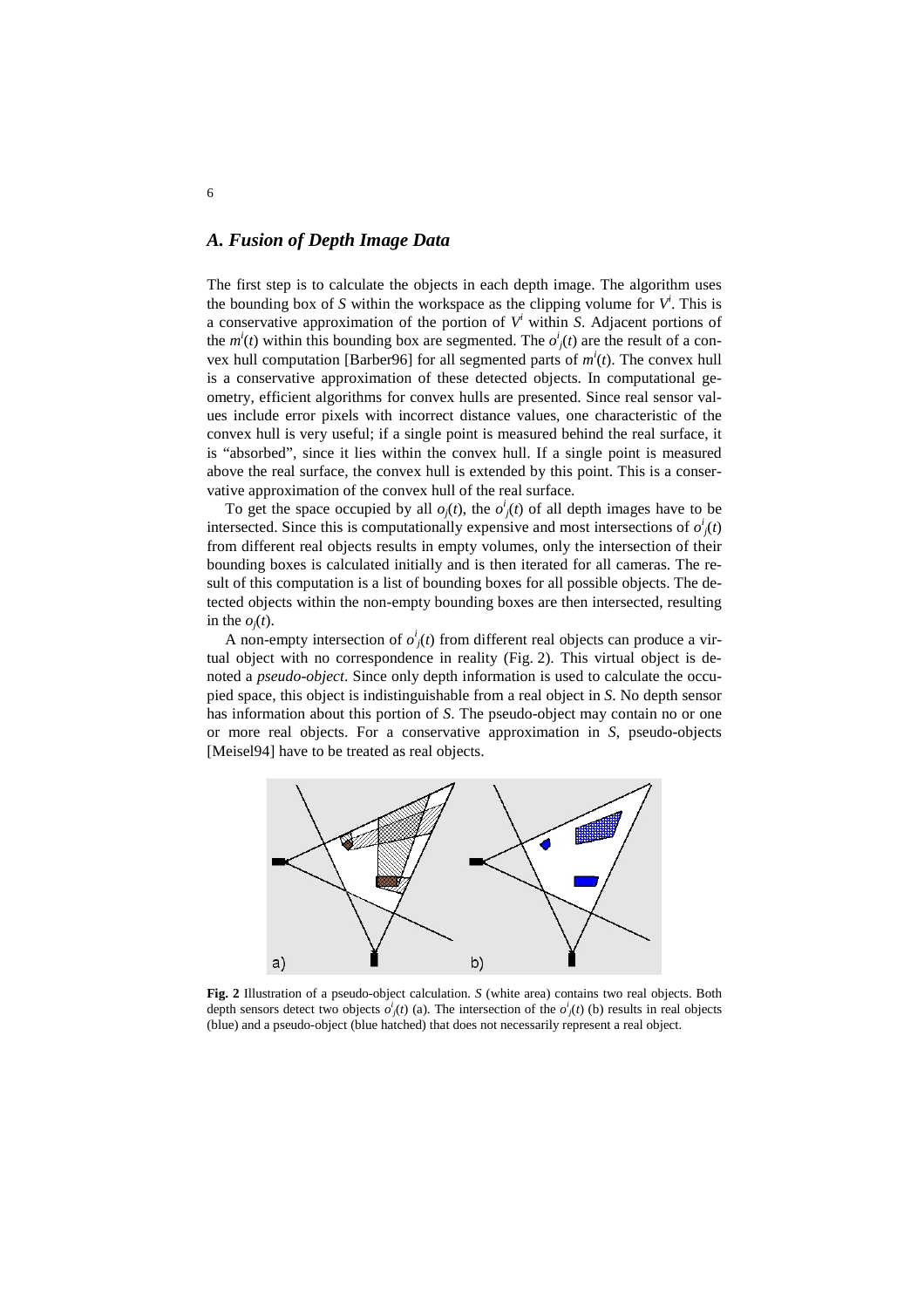### *A. Fusion of Depth Image Data*

The first step is to calculate the objects in each depth image. The algorithm uses the bounding box of *S* within the workspace as the clipping volume for $V^i$. This is a conservative approximation of the portion of $V^i$ within *S*. Adjacent portions of the $m^i(t)$ within this bounding box are segmented. The $o^i_j(t)$ are the result of a convex hull computation [Barber96] for all segmented parts of $m^i(t)$. The convex hull is a conservative approximation of these detected objects. In computational geometry, efficient algorithms for convex hulls are presented. Since real sensor values include error pixels with incorrect distance values, one characteristic of the convex hull is very useful; if a single point is measured behind the real surface, it is "absorbed", since it lies within the convex hull. If a single point is measured above the real surface, the convex hull is extended by this point. This is a conservative approximation of the convex hull of the real surface.

To get the space occupied by all $o_j(t)$, the $o^i_j(t)$ of all depth images have to be intersected. Since this is computationally expensive and most intersections of $o^i_j(t)$ from different real objects results in empty volumes, only the intersection of their bounding boxes is calculated initially and is then iterated for all cameras. The result of this computation is a list of bounding boxes for all possible objects. The detected objects within the non-empty bounding boxes are then intersected, resulting in the $o_j(t)$.

A non-empty intersection of $o^i_j(t)$ from different real objects can produce a virtual object with no correspondence in reality (Fig. 2). This virtual object is denoted a *pseudo-object*. Since only depth information is used to calculate the occupied space, this object is indistinguishable from a real object in *S*. No depth sensor has information about this portion of *S*. The pseudo-object may contain no or one or more real objects. For a conservative approximation in *S*, pseudo-objects [Meisel94] have to be treated as real objects.

**Fig. 2** Illustration of a pseudo-object calculation. *S* (white area) contains two real objects. Both depth sensors detect two objects $o^i_j(t)$ (a). The intersection of the $o^i_j(t)$ (b) results in real objects (blue) and a pseudo-object (blue hatched) that does not necessarily represent a real object.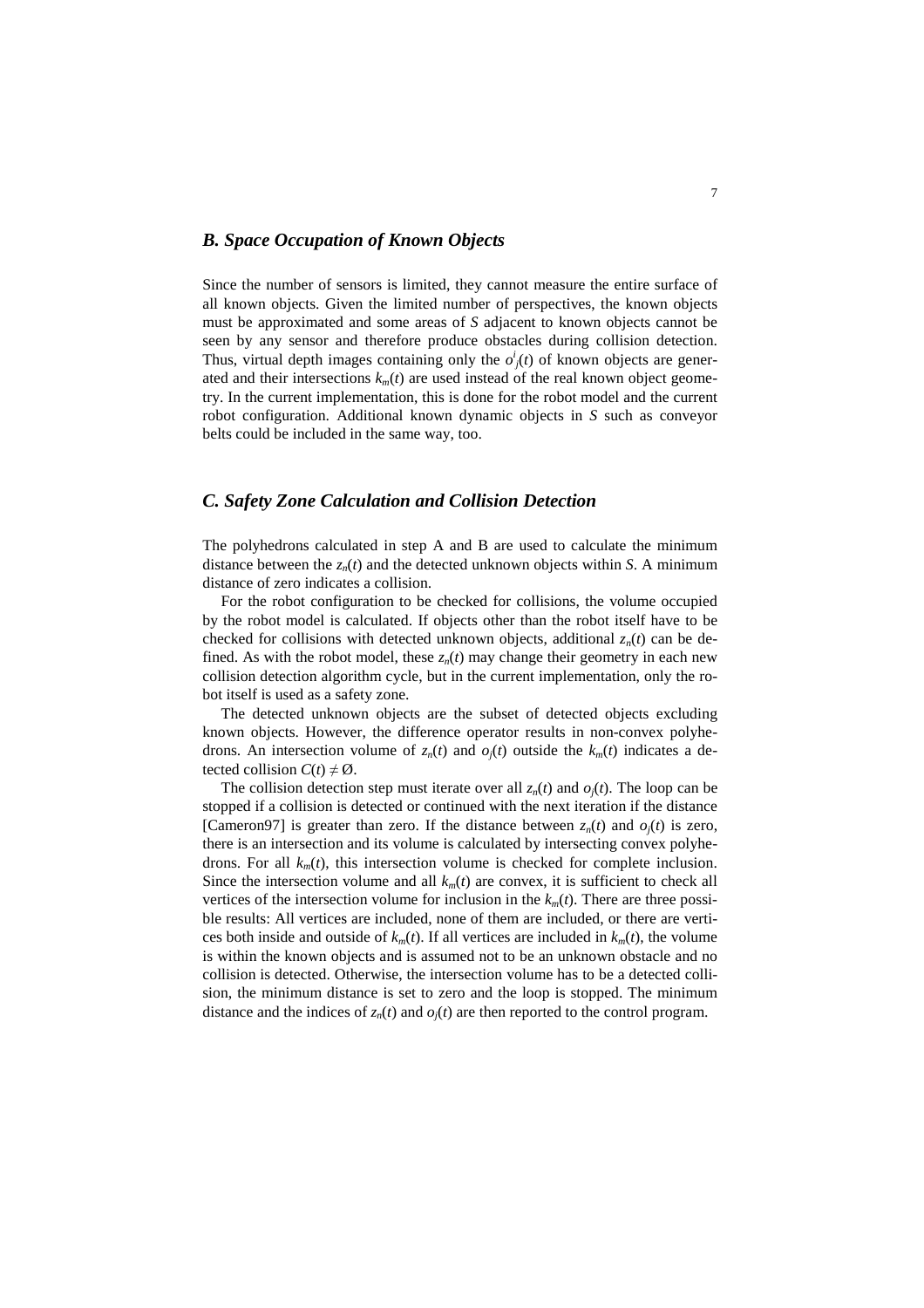## *B. Space Occupation of Known Objects*

Since the number of sensors is limited, they cannot measure the entire surface of all known objects. Given the limited number of perspectives, the known objects must be approximated and some areas of *S* adjacent to known objects cannot be seen by any sensor and therefore produce obstacles during collision detection. Thus, virtual depth images containing only the $o^i_j(t)$ of known objects are generated and their intersections $k_m(t)$ are used instead of the real known object geometry. In the current implementation, this is done for the robot model and the current robot configuration. Additional known dynamic objects in *S* such as conveyor belts could be included in the same way, too.

## *C. Safety Zone Calculation and Collision Detection*

The polyhedrons calculated in step A and B are used to calculate the minimum distance between the $z_n(t)$ and the detected unknown objects within *S*. A minimum distance of zero indicates a collision.

For the robot configuration to be checked for collisions, the volume occupied by the robot model is calculated. If objects other than the robot itself have to be checked for collisions with detected unknown objects, additional $z_n(t)$ can be defined. As with the robot model, these $z_n(t)$ may change their geometry in each new collision detection algorithm cycle, but in the current implementation, only the robot itself is used as a safety zone.

The detected unknown objects are the subset of detected objects excluding known objects. However, the difference operator results in non-convex polyhedrons. An intersection volume of $z_n(t)$ and $o_j(t)$ outside the $k_m(t)$ indicates a detected collision $C(t) \neq \emptyset$.

The collision detection step must iterate over all $z_n(t)$ and $o_j(t)$. The loop can be stopped if a collision is detected or continued with the next iteration if the distance [Cameron97] is greater than zero. If the distance between $z_n(t)$ and $o_j(t)$ is zero, there is an intersection and its volume is calculated by intersecting convex polyhedrons. For all $k_m(t)$, this intersection volume is checked for complete inclusion. Since the intersection volume and all $k_m(t)$ are convex, it is sufficient to check all vertices of the intersection volume for inclusion in the $k_m(t)$. There are three possible results: All vertices are included, none of them are included, or there are vertices both inside and outside of $k_m(t)$. If all vertices are included in $k_m(t)$, the volume is within the known objects and is assumed not to be an unknown obstacle and no collision is detected. Otherwise, the intersection volume has to be a detected collision, the minimum distance is set to zero and the loop is stopped. The minimum distance and the indices of $z_n(t)$ and $o_j(t)$ are then reported to the control program.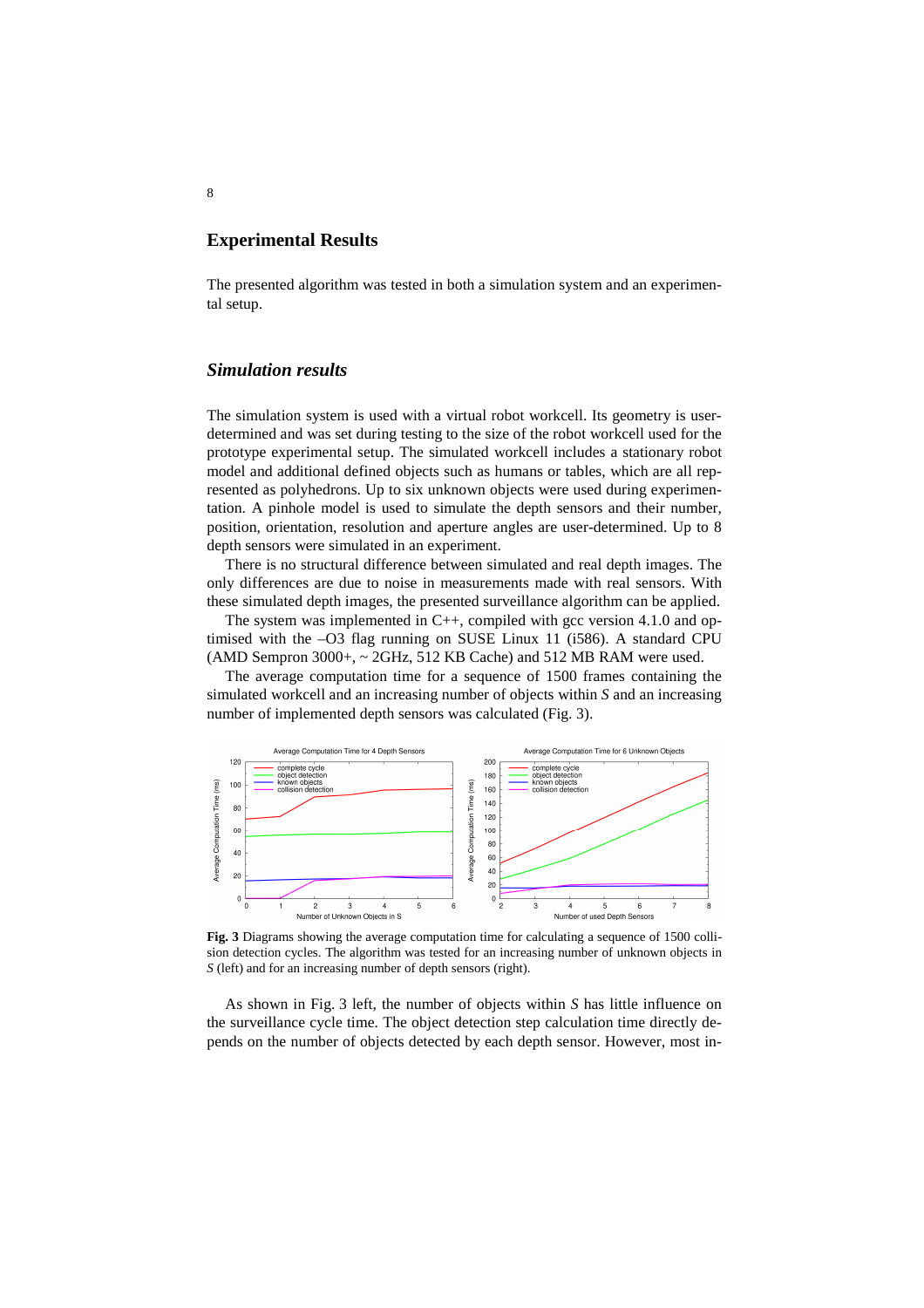## Experimental Results

The presented algorithm was tested in both a simulation system and an experimental setup.

### *Simulation results*

The simulation system is used with a virtual robot workcell. Its geometry is user-determined and was set during testing to the size of the robot workcell used for the prototype experimental setup. The simulated workcell includes a stationary robot model and additional defined objects such as humans or tables, which are all represented as polyhedrons. Up to six unknown objects were used during experimentation. A pinhole model is used to simulate the depth sensors and their number, position, orientation, resolution and aperture angles are user-determined. Up to 8 depth sensors were simulated in an experiment.

There is no structural difference between simulated and real depth images. The only differences are due to noise in measurements made with real sensors. With these simulated depth images, the presented surveillance algorithm can be applied.

The system was implemented in C++, compiled with gcc version 4.1.0 and optimised with the –O3 flag running on SUSE Linux 11 (i586). A standard CPU (AMD Sempron 3000+, ~ 2GHz, 512 KB Cache) and 512 MB RAM were used.

The average computation time for a sequence of 1500 frames containing the simulated workcell and an increasing number of objects within *S* and an increasing number of implemented depth sensors was calculated (Fig. 3).

**Fig. 3** Diagrams showing the average computation time for calculating a sequence of 1500 collision detection cycles. The algorithm was tested for an increasing number of unknown objects in *S* (left) and for an increasing number of depth sensors (right).

As shown in Fig. 3 left, the number of objects within *S* has little influence on the surveillance cycle time. The object detection step calculation time directly depends on the number of objects detected by each depth sensor. However, most in-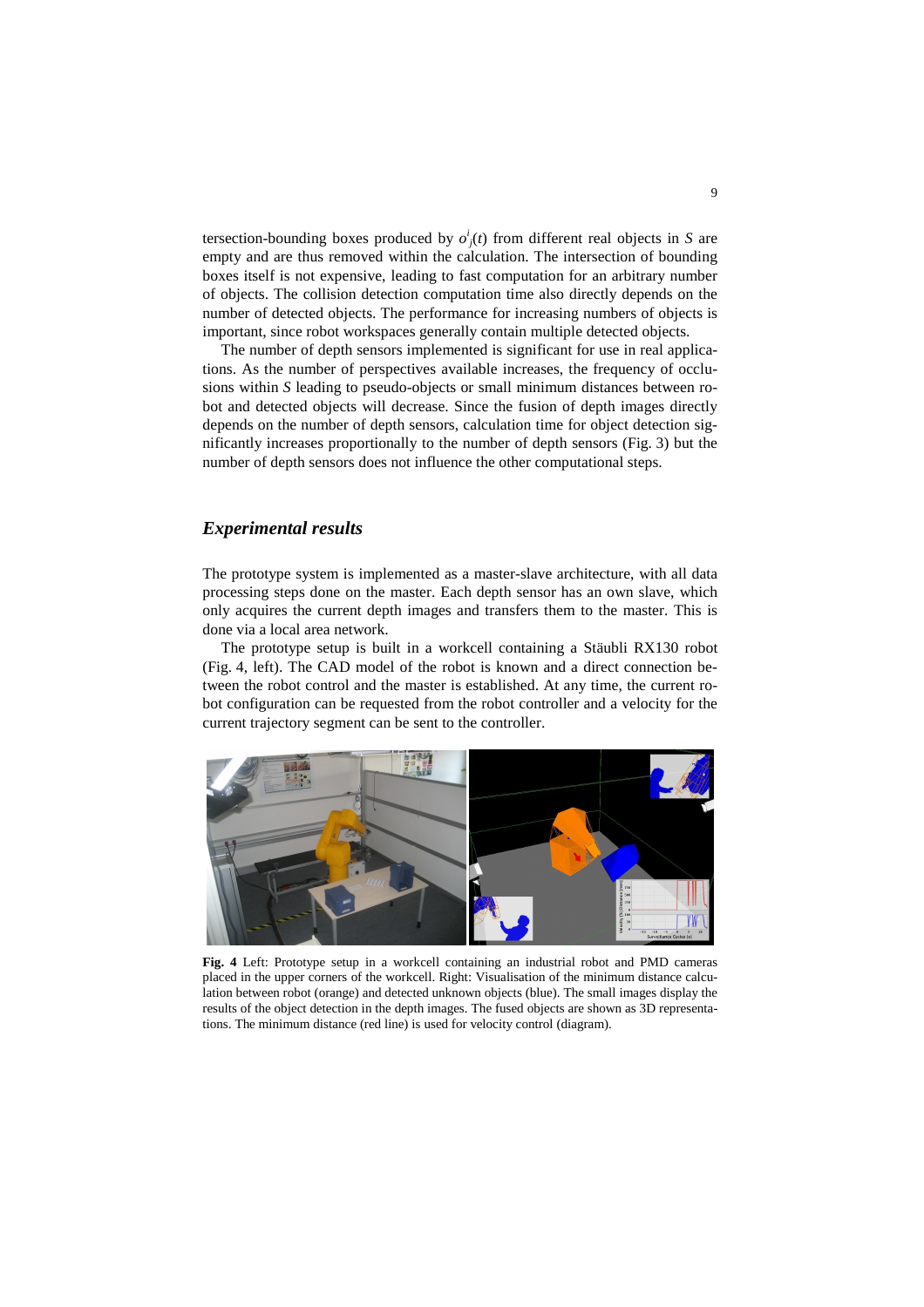tersection-bounding boxes produced by $o^i_j(t)$ from different real objects in $S$ are empty and are thus removed within the calculation. The intersection of bounding boxes itself is not expensive, leading to fast computation for an arbitrary number of objects. The collision detection computation time also directly depends on the number of detected objects. The performance for increasing numbers of objects is important, since robot workspaces generally contain multiple detected objects.

The number of depth sensors implemented is significant for use in real applications. As the number of perspectives available increases, the frequency of occlusions within $S$ leading to pseudo-objects or small minimum distances between robot and detected objects will decrease. Since the fusion of depth images directly depends on the number of depth sensors, calculation time for object detection significantly increases proportionally to the number of depth sensors (Fig. 3) but the number of depth sensors does not influence the other computational steps.

## *Experimental results*

The prototype system is implemented as a master-slave architecture, with all data processing steps done on the master. Each depth sensor has an own slave, which only acquires the current depth images and transfers them to the master. This is done via a local area network.

The prototype setup is built in a workcell containing a Stäubli RX130 robot (Fig. 4, left). The CAD model of the robot is known and a direct connection between the robot control and the master is established. At any time, the current robot configuration can be requested from the robot controller and a velocity for the current trajectory segment can be sent to the controller.

**Fig. 4** Left: Prototype setup in a workcell containing an industrial robot and PMD cameras placed in the upper corners of the workcell. Right: Visualisation of the minimum distance calculation between robot (orange) and detected unknown objects (blue). The small images display the results of the object detection in the depth images. The fused objects are shown as 3D representations. The minimum distance (red line) is used for velocity control (diagram).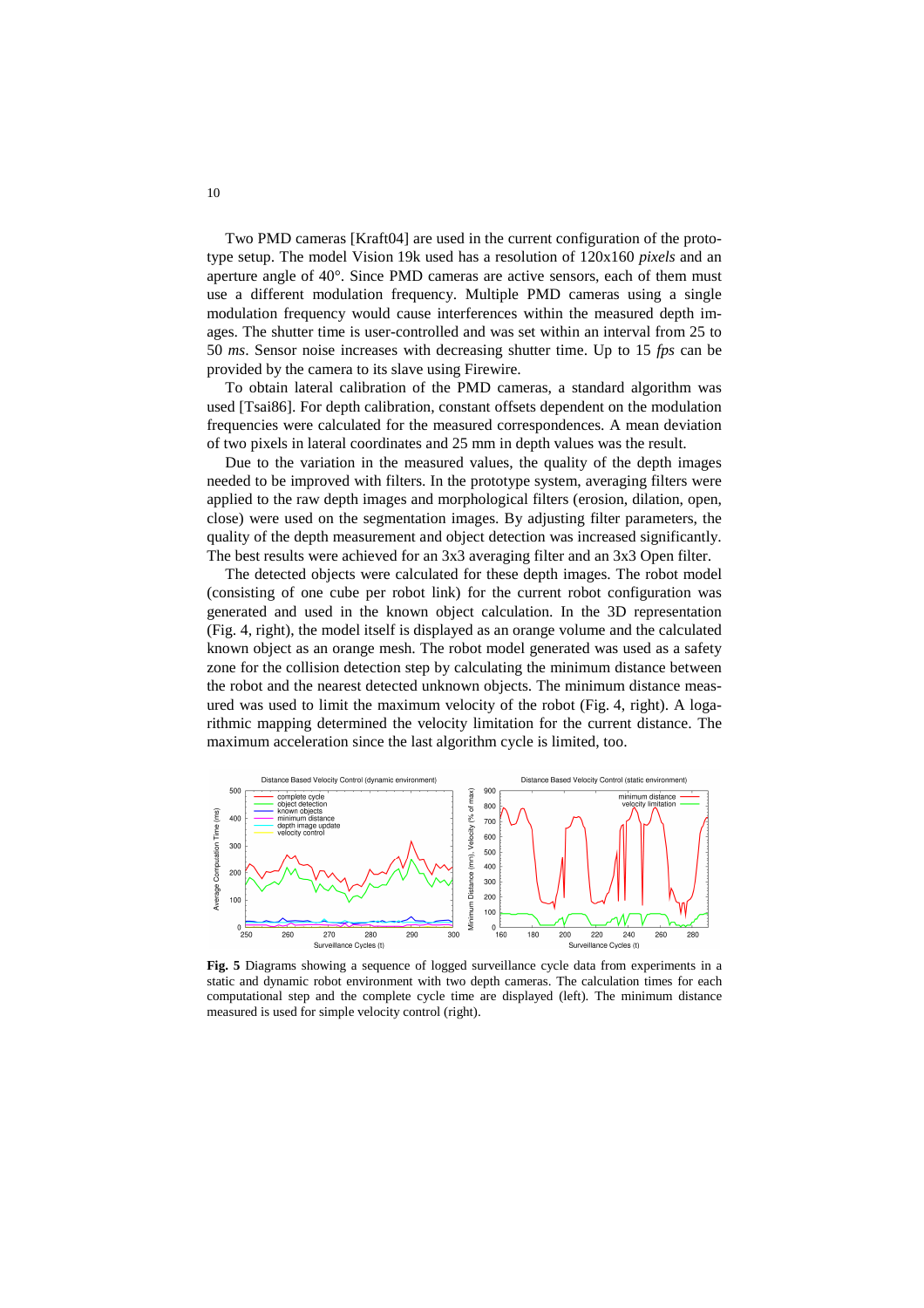Two PMD cameras [Kraft04] are used in the current configuration of the prototype setup. The model Vision 19k used has a resolution of 120x160 *pixels* and an aperture angle of 40°. Since PMD cameras are active sensors, each of them must use a different modulation frequency. Multiple PMD cameras using a single modulation frequency would cause interferences within the measured depth images. The shutter time is user-controlled and was set within an interval from 25 to 50 *ms*. Sensor noise increases with decreasing shutter time. Up to 15 *fps* can be provided by the camera to its slave using Firewire.

To obtain lateral calibration of the PMD cameras, a standard algorithm was used [Tsai86]. For depth calibration, constant offsets dependent on the modulation frequencies were calculated for the measured correspondences. A mean deviation of two pixels in lateral coordinates and 25 mm in depth values was the result.

Due to the variation in the measured values, the quality of the depth images needed to be improved with filters. In the prototype system, averaging filters were applied to the raw depth images and morphological filters (erosion, dilation, open, close) were used on the segmentation images. By adjusting filter parameters, the quality of the depth measurement and object detection was increased significantly. The best results were achieved for an 3x3 averaging filter and an 3x3 Open filter.

The detected objects were calculated for these depth images. The robot model (consisting of one cube per robot link) for the current robot configuration was generated and used in the known object calculation. In the 3D representation (Fig. 4, right), the model itself is displayed as an orange volume and the calculated known object as an orange mesh. The robot model generated was used as a safety zone for the collision detection step by calculating the minimum distance between the robot and the nearest detected unknown objects. The minimum distance measured was used to limit the maximum velocity of the robot (Fig. 4, right). A logarithmic mapping determined the velocity limitation for the current distance. The maximum acceleration since the last algorithm cycle is limited, too.

**Fig. 5** Diagrams showing a sequence of logged surveillance cycle data from experiments in a static and dynamic robot environment with two depth cameras. The calculation times for each computational step and the complete cycle time are displayed (left). The minimum distance measured is used for simple velocity control (right).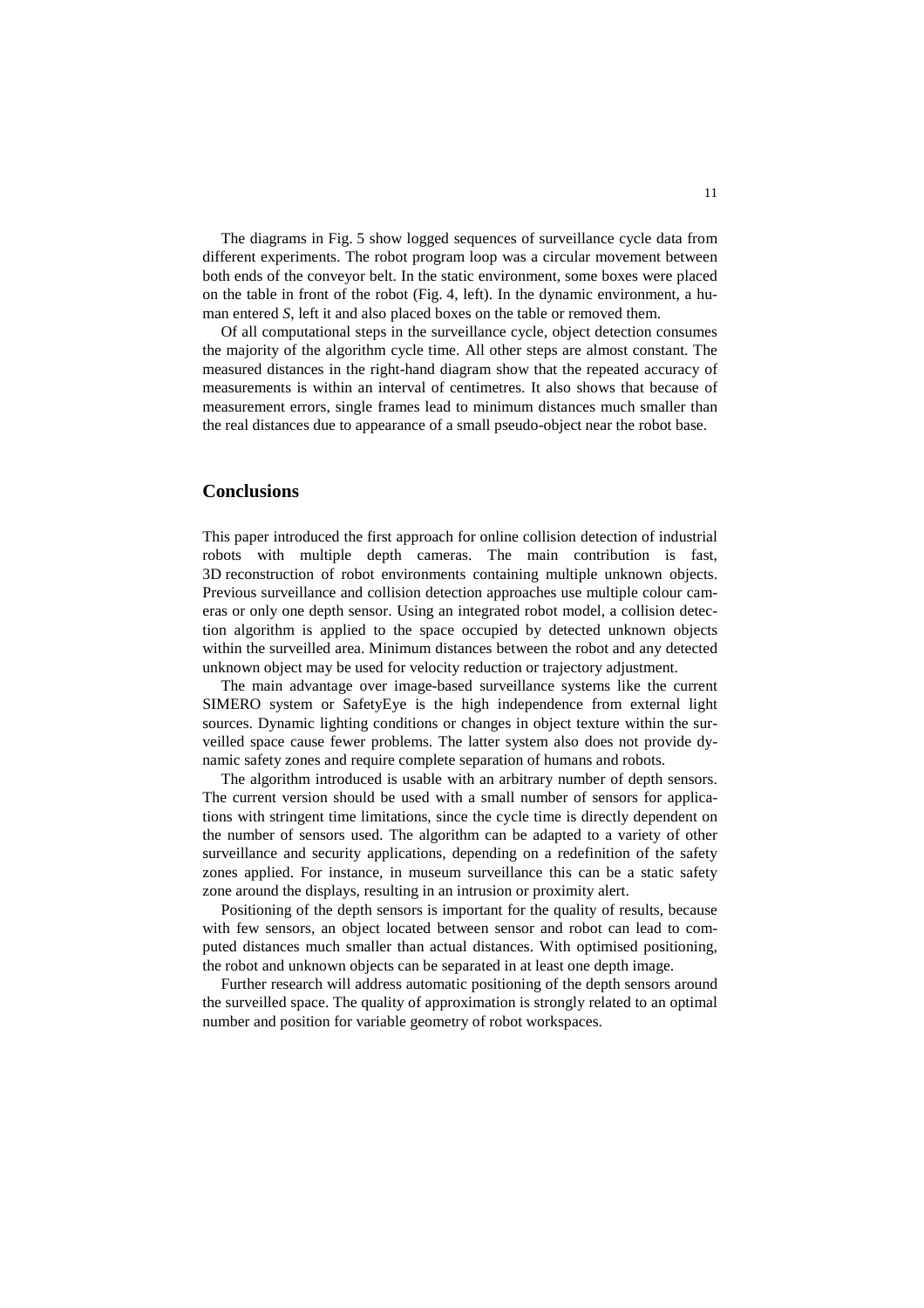The diagrams in Fig. 5 show logged sequences of surveillance cycle data from different experiments. The robot program loop was a circular movement between both ends of the conveyor belt. In the static environment, some boxes were placed on the table in front of the robot (Fig. 4, left). In the dynamic environment, a human entered *S*, left it and also placed boxes on the table or removed them.

Of all computational steps in the surveillance cycle, object detection consumes the majority of the algorithm cycle time. All other steps are almost constant. The measured distances in the right-hand diagram show that the repeated accuracy of measurements is within an interval of centimetres. It also shows that because of measurement errors, single frames lead to minimum distances much smaller than the real distances due to appearance of a small pseudo-object near the robot base.

## Conclusions

This paper introduced the first approach for online collision detection of industrial robots with multiple depth cameras. The main contribution is fast, 3D reconstruction of robot environments containing multiple unknown objects. Previous surveillance and collision detection approaches use multiple colour cameras or only one depth sensor. Using an integrated robot model, a collision detection algorithm is applied to the space occupied by detected unknown objects within the surveilled area. Minimum distances between the robot and any detected unknown object may be used for velocity reduction or trajectory adjustment.

The main advantage over image-based surveillance systems like the current SIMERO system or SafetyEye is the high independence from external light sources. Dynamic lighting conditions or changes in object texture within the surveilled space cause fewer problems. The latter system also does not provide dynamic safety zones and require complete separation of humans and robots.

The algorithm introduced is usable with an arbitrary number of depth sensors. The current version should be used with a small number of sensors for applications with stringent time limitations, since the cycle time is directly dependent on the number of sensors used. The algorithm can be adapted to a variety of other surveillance and security applications, depending on a redefinition of the safety zones applied. For instance, in museum surveillance this can be a static safety zone around the displays, resulting in an intrusion or proximity alert.

Positioning of the depth sensors is important for the quality of results, because with few sensors, an object located between sensor and robot can lead to computed distances much smaller than actual distances. With optimised positioning, the robot and unknown objects can be separated in at least one depth image.

Further research will address automatic positioning of the depth sensors around the surveilled space. The quality of approximation is strongly related to an optimal number and position for variable geometry of robot workspaces.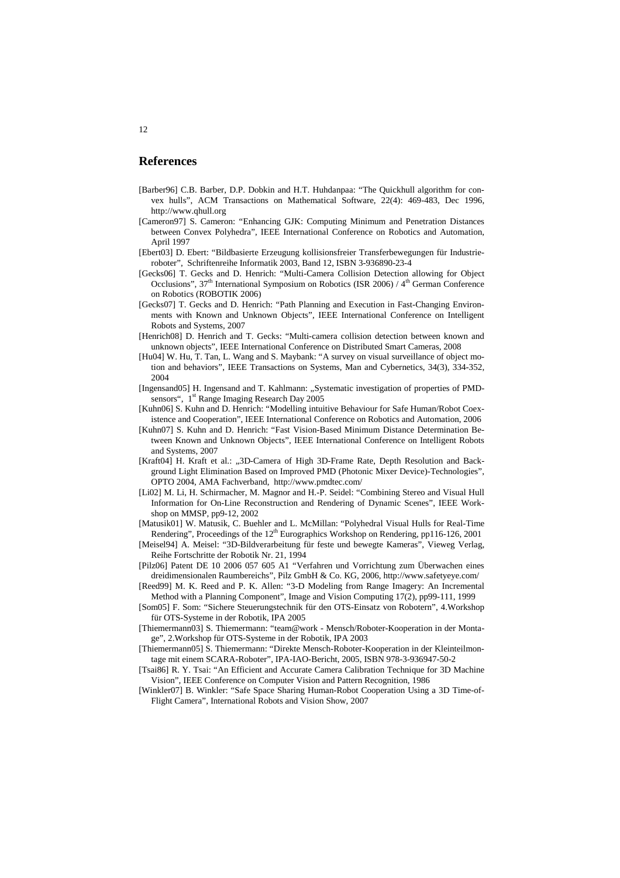## References

[Barber96] C.B. Barber, D.P. Dobkin and H.T. Huhdanpaa: "The Quickhull algorithm for convex hulls", ACM Transactions on Mathematical Software, 22(4): 469-483, Dec 1996, http://www.qhull.org

[Cameron97] S. Cameron: "Enhancing GJK: Computing Minimum and Penetration Distances between Convex Polyhedra", IEEE International Conference on Robotics and Automation, April 1997

[Ebert03] D. Ebert: "Bildbasierte Erzeugung kollisionsfreier Transferbewegungen für Industrieroboter", Schriftenreihe Informatik 2003, Band 12, ISBN 3-936890-23-4

[Gecks06] T. Gecks and D. Henrich: "Multi-Camera Collision Detection allowing for Object Occlusions", 37th International Symposium on Robotics (ISR 2006) / 4th German Conference on Robotics (ROBOTIK 2006)

[Gecks07] T. Gecks and D. Henrich: "Path Planning and Execution in Fast-Changing Environments with Known and Unknown Objects", IEEE International Conference on Intelligent Robots and Systems, 2007

[Henrich08] D. Henrich and T. Gecks: "Multi-camera collision detection between known and unknown objects", IEEE International Conference on Distributed Smart Cameras, 2008

[Hu04] W. Hu, T. Tan, L. Wang and S. Maybank: "A survey on visual surveillance of object motion and behaviors", IEEE Transactions on Systems, Man and Cybernetics, 34(3), 334-352, 2004

[Ingensand05] H. Ingensand and T. Kahlmann: „Systematic investigation of properties of PMD-sensors", 1st Range Imaging Research Day 2005

[Kuhn06] S. Kuhn and D. Henrich: "Modelling intuitive Behaviour for Safe Human/Robot Coexistence and Cooperation", IEEE International Conference on Robotics and Automation, 2006

[Kuhn07] S. Kuhn and D. Henrich: "Fast Vision-Based Minimum Distance Determination Between Known and Unknown Objects", IEEE International Conference on Intelligent Robots and Systems, 2007

[Kraft04] H. Kraft et al.: „3D-Camera of High 3D-Frame Rate, Depth Resolution and Background Light Elimination Based on Improved PMD (Photonic Mixer Device)-Technologies", OPTO 2004, AMA Fachverband, http://www.pmdtec.com/

[Li02] M. Li, H. Schirmacher, M. Magnor and H.-P. Seidel: "Combining Stereo and Visual Hull Information for On-Line Reconstruction and Rendering of Dynamic Scenes", IEEE Workshop on MMSP, pp9-12, 2002

[Matusik01] W. Matusik, C. Buehler and L. McMillan: "Polyhedral Visual Hulls for Real-Time Rendering", Proceedings of the 12th Eurographics Workshop on Rendering, pp116-126, 2001

[Meisel94] A. Meisel: "3D-Bildverarbeitung für feste und bewegte Kameras", Vieweg Verlag, Reihe Fortschritte der Robotik Nr. 21, 1994

[Pilz06] Patent DE 10 2006 057 605 A1 "Verfahren und Vorrichtung zum Überwachen eines dreidimensionalen Raumbereichs", Pilz GmbH & Co. KG, 2006, http://www.safetyeye.com/

[Reed99] M. K. Reed and P. K. Allen: "3-D Modeling from Range Imagery: An Incremental Method with a Planning Component", Image and Vision Computing 17(2), pp99-111, 1999

[Som05] F. Som: "Sichere Steuerungstechnik für den OTS-Einsatz von Robotern", 4.Workshop für OTS-Systeme in der Robotik, IPA 2005

[Thiemermann03] S. Thiemermann: "team@work - Mensch/Roboter-Kooperation in der Montage", 2.Workshop für OTS-Systeme in der Robotik, IPA 2003

[Thiemermann05] S. Thiemermann: "Direkte Mensch-Roboter-Kooperation in der Kleinteilmontage mit einem SCARA-Roboter", IPA-IAO-Bericht, 2005, ISBN 978-3-936947-50-2

[Tsai86] R. Y. Tsai: "An Efficient and Accurate Camera Calibration Technique for 3D Machine Vision", IEEE Conference on Computer Vision and Pattern Recognition, 1986

[Winkler07] B. Winkler: "Safe Space Sharing Human-Robot Cooperation Using a 3D Time-of-Flight Camera", International Robots and Vision Show, 2007